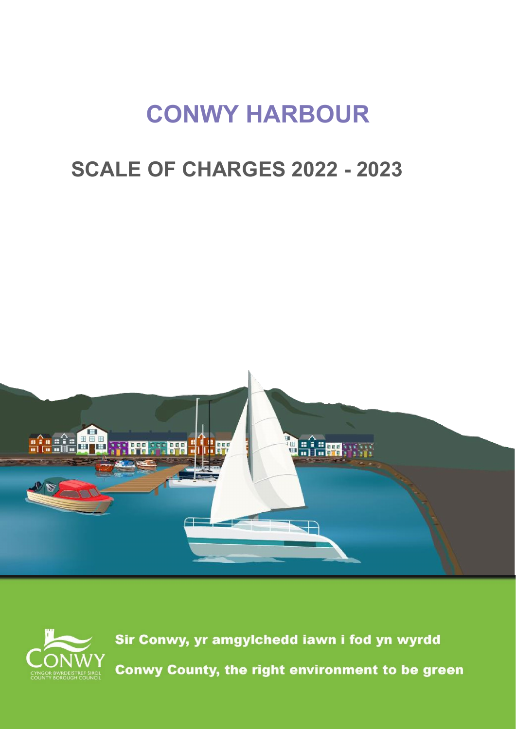# CONWY HARBOUR

## SCALE OF CHARGES 2022 - 2023

CONWY
CYNGOR BWRDEISTREF SIROL
COUNTY BOROUGH COUNCIL

Sir Conwy, yr amgylchedd iawn i fod yn wyrdd

Conwy County, the right environment to be green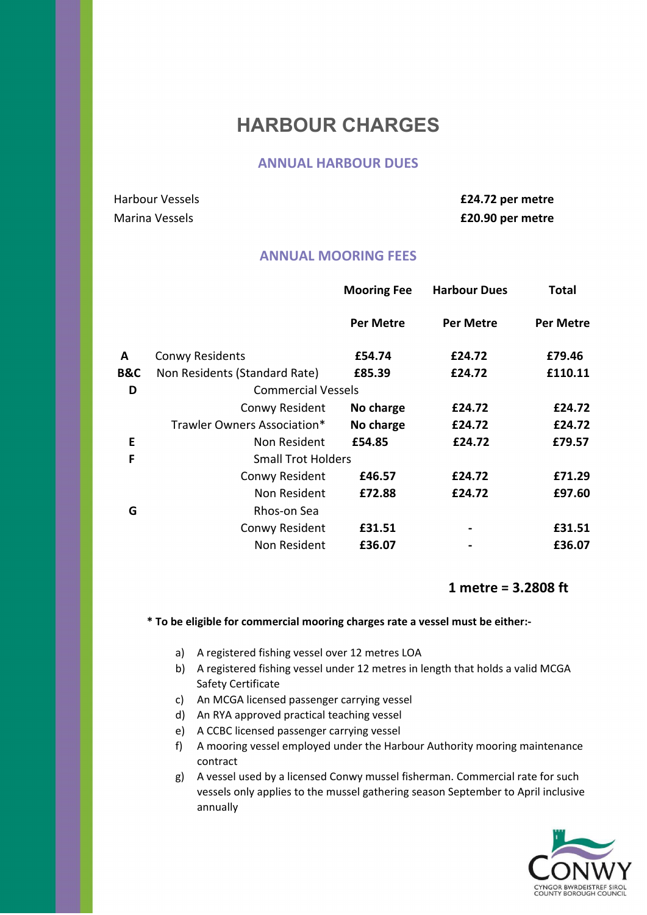# HARBOUR CHARGES

## ANNUAL HARBOUR DUES

| | |
|---|---|
| Harbour Vessels | **£24.72 per metre** |
| Marina Vessels | **£20.90 per metre** |

## ANNUAL MOORING FEES

| | | Mooring Fee Per Metre | Harbour Dues Per Metre | Total Per Metre |
|---|---|---|---|---|
| **A** | Conwy Residents | **£54.74** | **£24.72** | **£79.46** |
| **B&C** | Non Residents (Standard Rate) | **£85.39** | **£24.72** | **£110.11** |
| **D** | Commercial Vessels | | | |
| | Conwy Resident | **No charge** | **£24.72** | **£24.72** |
| | Trawler Owners Association* | **No charge** | **£24.72** | **£24.72** |
| **E** | Non Resident | **£54.85** | **£24.72** | **£79.57** |
| **F** | Small Trot Holders | | | |
| | Conwy Resident | **£46.57** | **£24.72** | **£71.29** |
| | Non Resident | **£72.88** | **£24.72** | **£97.60** |
| **G** | Rhos-on Sea | | | |
| | Conwy Resident | **£31.51** | **-** | **£31.51** |
| | Non Resident | **£36.07** | **-** | **£36.07** |

**1 metre = 3.2808 ft**

**\* To be eligible for commercial mooring charges rate a vessel must be either:-**

a) A registered fishing vessel over 12 metres LOA
b) A registered fishing vessel under 12 metres in length that holds a valid MCGA Safety Certificate
c) An MCGA licensed passenger carrying vessel
d) An RYA approved practical teaching vessel
e) A CCBC licensed passenger carrying vessel
f) A mooring vessel employed under the Harbour Authority mooring maintenance contract
g) A vessel used by a licensed Conwy mussel fisherman. Commercial rate for such vessels only applies to the mussel gathering season September to April inclusive annually

CONWY
CYNGOR BWRDEISTREF SIROL
COUNTY BOROUGH COUNCIL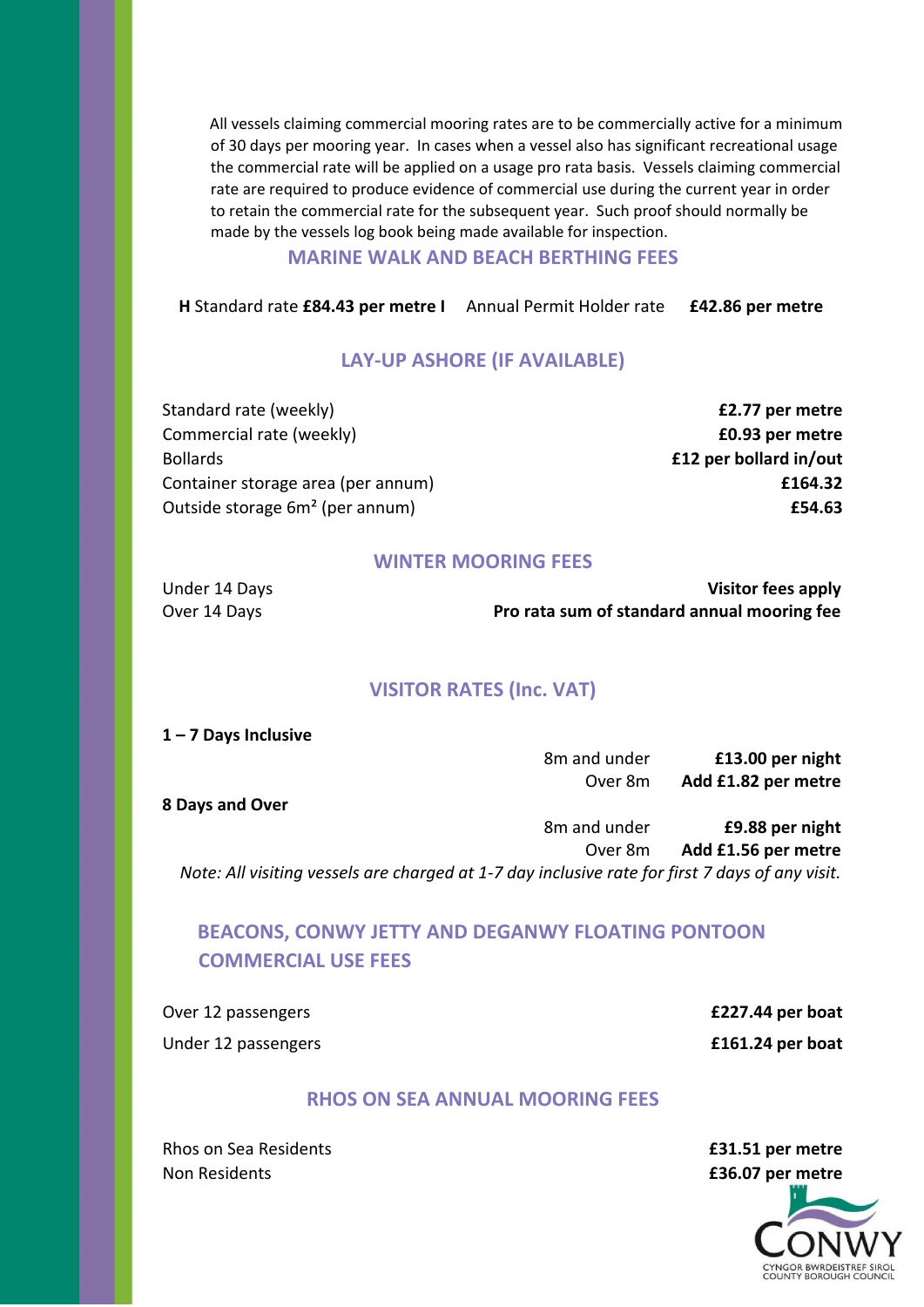All vessels claiming commercial mooring rates are to be commercially active for a minimum of 30 days per mooring year. In cases when a vessel also has significant recreational usage the commercial rate will be applied on a usage pro rata basis. Vessels claiming commercial rate are required to produce evidence of commercial use during the current year in order to retain the commercial rate for the subsequent year. Such proof should normally be made by the vessels log book being made available for inspection.

## MARINE WALK AND BEACH BERTHING FEES

**H** Standard rate **£84.43 per metre I** Annual Permit Holder rate **£42.86 per metre**

## LAY-UP ASHORE (IF AVAILABLE)

| | |
|---|---|
| Standard rate (weekly) | **£2.77 per metre** |
| Commercial rate (weekly) | **£0.93 per metre** |
| Bollards | **£12 per bollard in/out** |
| Container storage area (per annum) | **£164.32** |
| Outside storage 6m² (per annum) | **£54.63** |

## WINTER MOORING FEES

| | |
|---|---|
| Under 14 Days | **Visitor fees apply** |
| Over 14 Days | **Pro rata sum of standard annual mooring fee** |

## VISITOR RATES (Inc. VAT)

**1 – 7 Days Inclusive**

| | |
|---|---|
| 8m and under | **£13.00 per night** |
| Over 8m | **Add £1.82 per metre** |

**8 Days and Over**

| | |
|---|---|
| 8m and under | **£9.88 per night** |
| Over 8m | **Add £1.56 per metre** |

*Note: All visiting vessels are charged at 1-7 day inclusive rate for first 7 days of any visit.*

## BEACONS, CONWY JETTY AND DEGANWY FLOATING PONTOON COMMERCIAL USE FEES

| | |
|---|---|
| Over 12 passengers | **£227.44 per boat** |
| Under 12 passengers | **£161.24 per boat** |

## RHOS ON SEA ANNUAL MOORING FEES

| | |
|---|---|
| Rhos on Sea Residents | **£31.51 per metre** |
| Non Residents | **£36.07 per metre** |

CONWY
CYNGOR BWRDEISTREF SIROL
COUNTY BOROUGH COUNCIL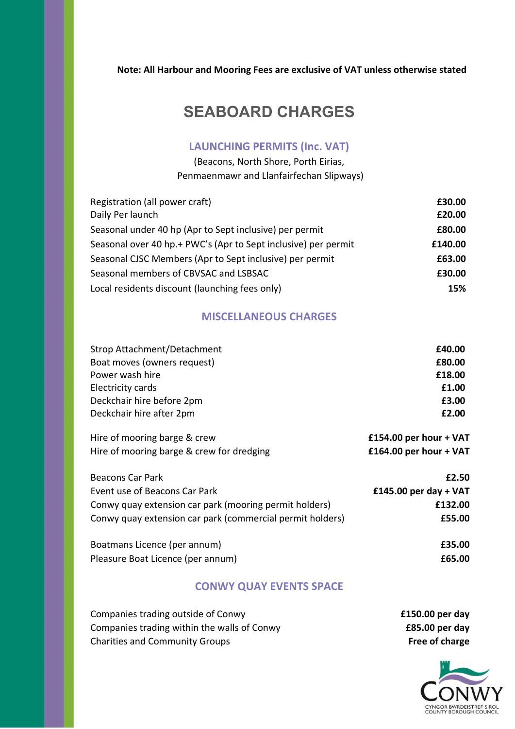**Note: All Harbour and Mooring Fees are exclusive of VAT unless otherwise stated**

# SEABOARD CHARGES

## LAUNCHING PERMITS (Inc. VAT)

(Beacons, North Shore, Porth Eirias, Penmaenmawr and Llanfairfechan Slipways)

| | |
|---|---|
| Registration (all power craft) | **£30.00** |
| Daily Per launch | **£20.00** |
| Seasonal under 40 hp (Apr to Sept inclusive) per permit | **£80.00** |
| Seasonal over 40 hp.+ PWC's (Apr to Sept inclusive) per permit | **£140.00** |
| Seasonal CJSC Members (Apr to Sept inclusive) per permit | **£63.00** |
| Seasonal members of CBVSAC and LSBSAC | **£30.00** |
| Local residents discount (launching fees only) | **15%** |

## MISCELLANEOUS CHARGES

| | |
|---|---|
| Strop Attachment/Detachment | **£40.00** |
| Boat moves (owners request) | **£80.00** |
| Power wash hire | **£18.00** |
| Electricity cards | **£1.00** |
| Deckchair hire before 2pm | **£3.00** |
| Deckchair hire after 2pm | **£2.00** |
| Hire of mooring barge & crew | **£154.00 per hour + VAT** |
| Hire of mooring barge & crew for dredging | **£164.00 per hour + VAT** |
| Beacons Car Park | **£2.50** |
| Event use of Beacons Car Park | **£145.00 per day + VAT** |
| Conwy quay extension car park (mooring permit holders) | **£132.00** |
| Conwy quay extension car park (commercial permit holders) | **£55.00** |
| Boatmans Licence (per annum) | **£35.00** |
| Pleasure Boat Licence (per annum) | **£65.00** |

## CONWY QUAY EVENTS SPACE

| | |
|---|---|
| Companies trading outside of Conwy | **£150.00 per day** |
| Companies trading within the walls of Conwy | **£85.00 per day** |
| Charities and Community Groups | **Free of charge** |

CONWY
CYNGOR BWRDEISTREF SIROL
COUNTY BOROUGH COUNCIL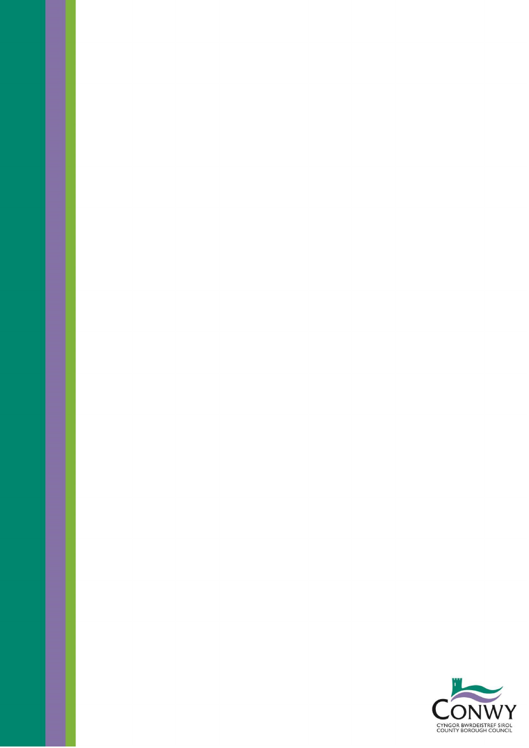CONWY

CYNGOR BWRDEISTREF SIROL
COUNTY BOROUGH COUNCIL